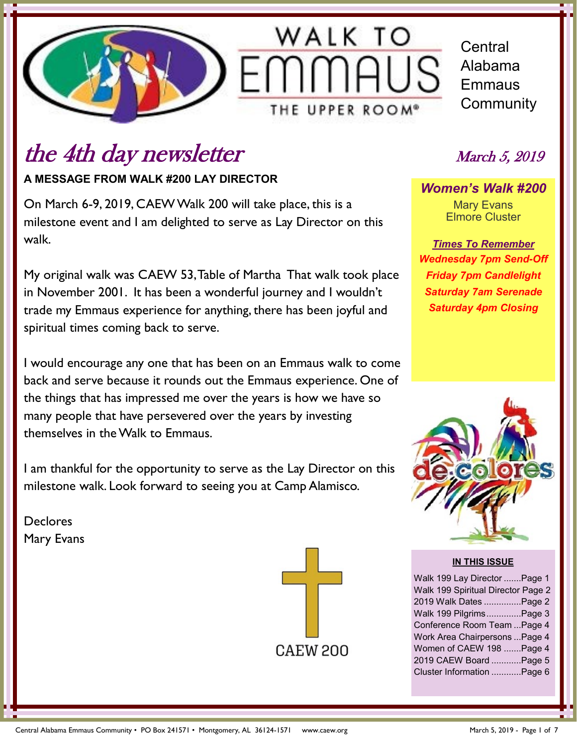# WALK TO EMMAUS

THE UPPER ROOM®

Central Alabama Emmaus Community

## the 4th day newsletter

*March 5, 2019*

### A MESSAGE FROM WALK #200 LAY DIRECTOR

On March 6-9, 2019, CAEW Walk 200 will take place, this is a milestone event and I am delighted to serve as Lay Director on this walk.

My original walk was CAEW 53, Table of Martha That walk took place in November 2001. It has been a wonderful journey and I wouldn't trade my Emmaus experience for anything, there has been joyful and spiritual times coming back to serve.

I would encourage any one that has been on an Emmaus walk to come back and serve because it rounds out the Emmaus experience. One of the things that has impressed me over the years is how we have so many people that have persevered over the years by investing themselves in the Walk to Emmaus.

I am thankful for the opportunity to serve as the Lay Director on this milestone walk. Look forward to seeing you at Camp Alamisco.

Declores
Mary Evans

CAEW 200

***Women's Walk #200***

Mary Evans
Elmore Cluster

***Times To Remember***

***Wednesday 7pm Send-Off***
***Friday 7pm Candlelight***
***Saturday 7am Serenade***
***Saturday 4pm Closing***

de colores

**IN THIS ISSUE**

| | |
|---|---|
| Walk 199 Lay Director | Page 1 |
| Walk 199 Spiritual Director | Page 2 |
| 2019 Walk Dates | Page 2 |
| Walk 199 Pilgrims | Page 3 |
| Conference Room Team | Page 4 |
| Work Area Chairpersons | Page 4 |
| Women of CAEW 198 | Page 4 |
| 2019 CAEW Board | Page 5 |
| Cluster Information | Page 6 |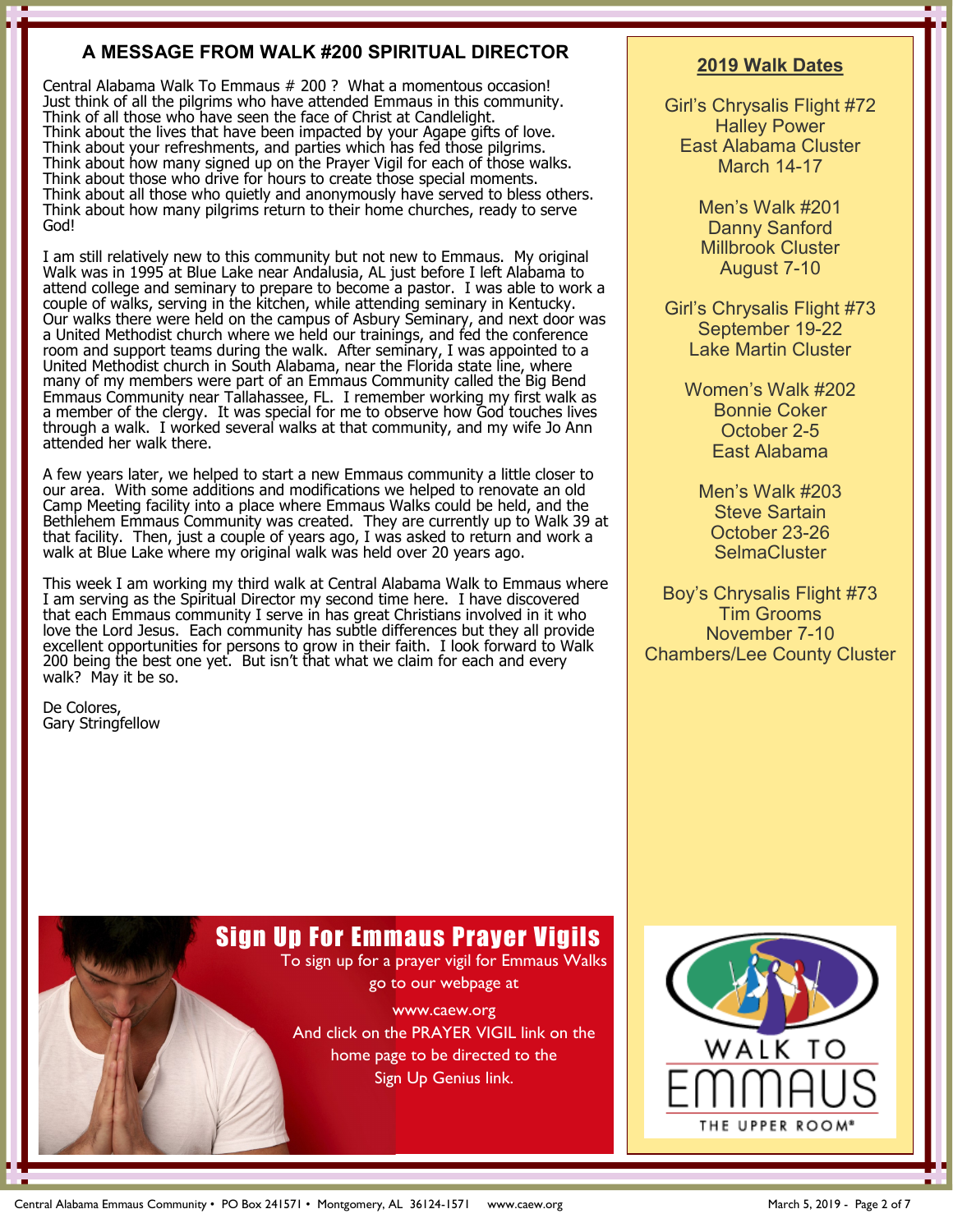## A MESSAGE FROM WALK #200 SPIRITUAL DIRECTOR

Central Alabama Walk To Emmaus # 200 ? What a momentous occasion! Just think of all the pilgrims who have attended Emmaus in this community. Think of all those who have seen the face of Christ at Candlelight. Think about the lives that have been impacted by your Agape gifts of love. Think about your refreshments, and parties which has fed those pilgrims. Think about how many signed up on the Prayer Vigil for each of those walks. Think about those who drive for hours to create those special moments. Think about all those who quietly and anonymously have served to bless others. Think about how many pilgrims return to their home churches, ready to serve God!

I am still relatively new to this community but not new to Emmaus. My original Walk was in 1995 at Blue Lake near Andalusia, AL just before I left Alabama to attend college and seminary to prepare to become a pastor. I was able to work a couple of walks, serving in the kitchen, while attending seminary in Kentucky. Our walks there were held on the campus of Asbury Seminary, and next door was a United Methodist church where we held our trainings, and fed the conference room and support teams during the walk. After seminary, I was appointed to a United Methodist church in South Alabama, near the Florida state line, where many of my members were part of an Emmaus Community called the Big Bend Emmaus Community near Tallahassee, FL. I remember working my first walk as a member of the clergy. It was special for me to observe how God touches lives through a walk. I worked several walks at that community, and my wife Jo Ann attended her walk there.

A few years later, we helped to start a new Emmaus community a little closer to our area. With some additions and modifications we helped to renovate an old Camp Meeting facility into a place where Emmaus Walks could be held, and the Bethlehem Emmaus Community was created. They are currently up to Walk 39 at that facility. Then, just a couple of years ago, I was asked to return and work a walk at Blue Lake where my original walk was held over 20 years ago.

This week I am working my third walk at Central Alabama Walk to Emmaus where I am serving as the Spiritual Director my second time here. I have discovered that each Emmaus community I serve in has great Christians involved in it who love the Lord Jesus. Each community has subtle differences but they all provide excellent opportunities for persons to grow in their faith. I look forward to Walk 200 being the best one yet. But isn't that what we claim for each and every walk? May it be so.

De Colores,
Gary Stringfellow

## 2019 Walk Dates

Girl's Chrysalis Flight #72
Halley Power
East Alabama Cluster
March 14-17

Men's Walk #201
Danny Sanford
Millbrook Cluster
August 7-10

Girl's Chrysalis Flight #73
September 19-22
Lake Martin Cluster

Women's Walk #202
Bonnie Coker
October 2-5
East Alabama

Men's Walk #203
Steve Sartain
October 23-26
SelmaCluster

Boy's Chrysalis Flight #73
Tim Grooms
November 7-10
Chambers/Lee County Cluster

## Sign Up For Emmaus Prayer Vigils

To sign up for a prayer vigil for Emmaus Walks go to our webpage at

www.caew.org

And click on the PRAYER VIGIL link on the home page to be directed to the Sign Up Genius link.

WALK TO EMMAUS
THE UPPER ROOM®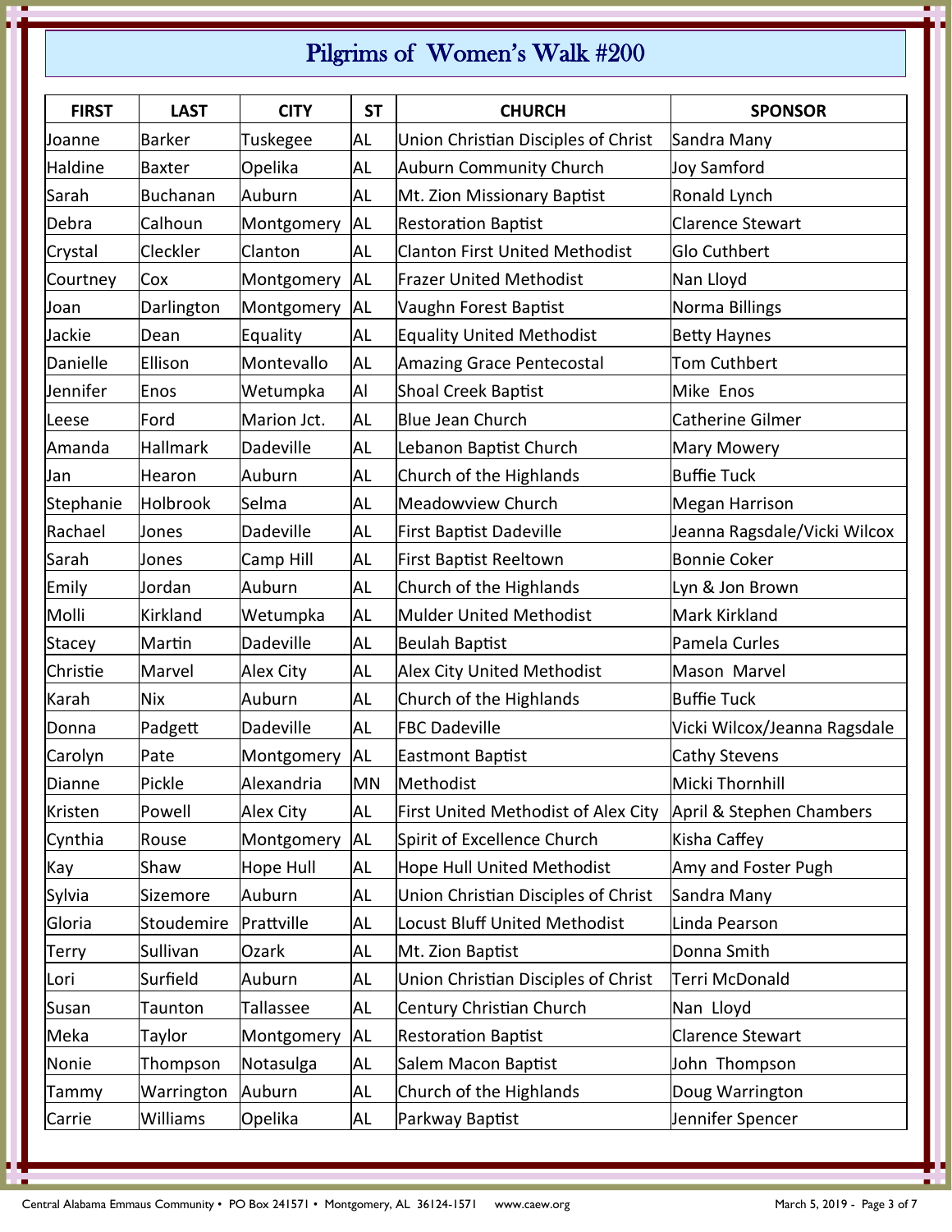# Pilgrims of Women's Walk #200

| FIRST | LAST | CITY | ST | CHURCH | SPONSOR |
|---|---|---|---|---|---|
| Joanne | Barker | Tuskegee | AL | Union Christian Disciples of Christ | Sandra Many |
| Haldine | Baxter | Opelika | AL | Auburn Community Church | Joy Samford |
| Sarah | Buchanan | Auburn | AL | Mt. Zion Missionary Baptist | Ronald Lynch |
| Debra | Calhoun | Montgomery | AL | Restoration Baptist | Clarence Stewart |
| Crystal | Cleckler | Clanton | AL | Clanton First United Methodist | Glo Cuthbert |
| Courtney | Cox | Montgomery | AL | Frazer United Methodist | Nan Lloyd |
| Joan | Darlington | Montgomery | AL | Vaughn Forest Baptist | Norma Billings |
| Jackie | Dean | Equality | AL | Equality United Methodist | Betty Haynes |
| Danielle | Ellison | Montevallo | AL | Amazing Grace Pentecostal | Tom Cuthbert |
| Jennifer | Enos | Wetumpka | Al | Shoal Creek Baptist | Mike Enos |
| Leese | Ford | Marion Jct. | AL | Blue Jean Church | Catherine Gilmer |
| Amanda | Hallmark | Dadeville | AL | Lebanon Baptist Church | Mary Mowery |
| Jan | Hearon | Auburn | AL | Church of the Highlands | Buffie Tuck |
| Stephanie | Holbrook | Selma | AL | Meadowview Church | Megan Harrison |
| Rachael | Jones | Dadeville | AL | First Baptist Dadeville | Jeanna Ragsdale/Vicki Wilcox |
| Sarah | Jones | Camp Hill | AL | First Baptist Reeltown | Bonnie Coker |
| Emily | Jordan | Auburn | AL | Church of the Highlands | Lyn & Jon Brown |
| Molli | Kirkland | Wetumpka | AL | Mulder United Methodist | Mark Kirkland |
| Stacey | Martin | Dadeville | AL | Beulah Baptist | Pamela Curles |
| Christie | Marvel | Alex City | AL | Alex City United Methodist | Mason Marvel |
| Karah | Nix | Auburn | AL | Church of the Highlands | Buffie Tuck |
| Donna | Padgett | Dadeville | AL | FBC Dadeville | Vicki Wilcox/Jeanna Ragsdale |
| Carolyn | Pate | Montgomery | AL | Eastmont Baptist | Cathy Stevens |
| Dianne | Pickle | Alexandria | MN | Methodist | Micki Thornhill |
| Kristen | Powell | Alex City | AL | First United Methodist of Alex City | April & Stephen Chambers |
| Cynthia | Rouse | Montgomery | AL | Spirit of Excellence Church | Kisha Caffey |
| Kay | Shaw | Hope Hull | AL | Hope Hull United Methodist | Amy and Foster Pugh |
| Sylvia | Sizemore | Auburn | AL | Union Christian Disciples of Christ | Sandra Many |
| Gloria | Stoudemire | Prattville | AL | Locust Bluff United Methodist | Linda Pearson |
| Terry | Sullivan | Ozark | AL | Mt. Zion Baptist | Donna Smith |
| Lori | Surfield | Auburn | AL | Union Christian Disciples of Christ | Terri McDonald |
| Susan | Taunton | Tallassee | AL | Century Christian Church | Nan Lloyd |
| Meka | Taylor | Montgomery | AL | Restoration Baptist | Clarence Stewart |
| Nonie | Thompson | Notasulga | AL | Salem Macon Baptist | John Thompson |
| Tammy | Warrington | Auburn | AL | Church of the Highlands | Doug Warrington |
| Carrie | Williams | Opelika | AL | Parkway Baptist | Jennifer Spencer |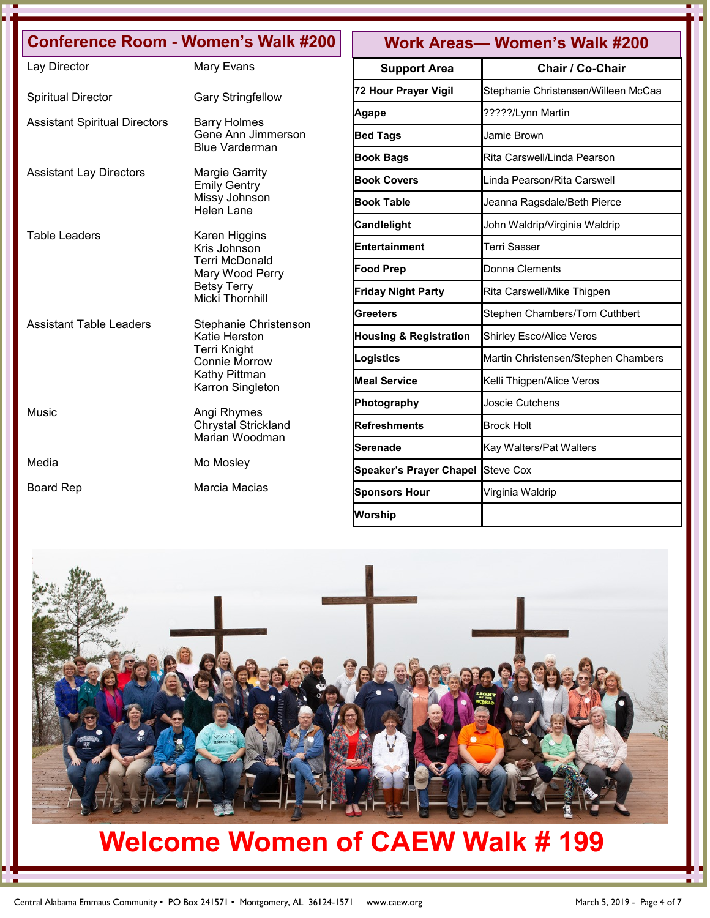## Conference Room - Women's Walk #200

| | |
|---|---|
| Lay Director | Mary Evans |
| Spiritual Director | Gary Stringfellow |
| Assistant Spiritual Directors | Barry Holmes<br>Gene Ann Jimmerson<br>Blue Varderman |
| Assistant Lay Directors | Margie Garrity<br>Emily Gentry<br>Missy Johnson<br>Helen Lane |
| Table Leaders | Karen Higgins<br>Kris Johnson<br>Terri McDonald<br>Mary Wood Perry<br>Betsy Terry<br>Micki Thornhill |
| Assistant Table Leaders | Stephanie Christenson<br>Katie Herston<br>Terri Knight<br>Connie Morrow<br>Kathy Pittman<br>Karron Singleton |
| Music | Angi Rhymes<br>Chrystal Strickland<br>Marian Woodman |
| Media | Mo Mosley |
| Board Rep | Marcia Macias |

## Work Areas— Women's Walk #200

| Support Area | Chair / Co-Chair |
|---|---|
| **72 Hour Prayer Vigil** | Stephanie Christensen/Willeen McCaa |
| **Agape** | ?????/Lynn Martin |
| **Bed Tags** | Jamie Brown |
| **Book Bags** | Rita Carswell/Linda Pearson |
| **Book Covers** | Linda Pearson/Rita Carswell |
| **Book Table** | Jeanna Ragsdale/Beth Pierce |
| **Candlelight** | John Waldrip/Virginia Waldrip |
| **Entertainment** | Terri Sasser |
| **Food Prep** | Donna Clements |
| **Friday Night Party** | Rita Carswell/Mike Thigpen |
| **Greeters** | Stephen Chambers/Tom Cuthbert |
| **Housing & Registration** | Shirley Esco/Alice Veros |
| **Logistics** | Martin Christensen/Stephen Chambers |
| **Meal Service** | Kelli Thigpen/Alice Veros |
| **Photography** | Joscie Cutchens |
| **Refreshments** | Brock Holt |
| **Serenade** | Kay Walters/Pat Walters |
| **Speaker's Prayer Chapel** | Steve Cox |
| **Sponsors Hour** | Virginia Waldrip |
| **Worship** | |

# Welcome Women of CAEW Walk # 199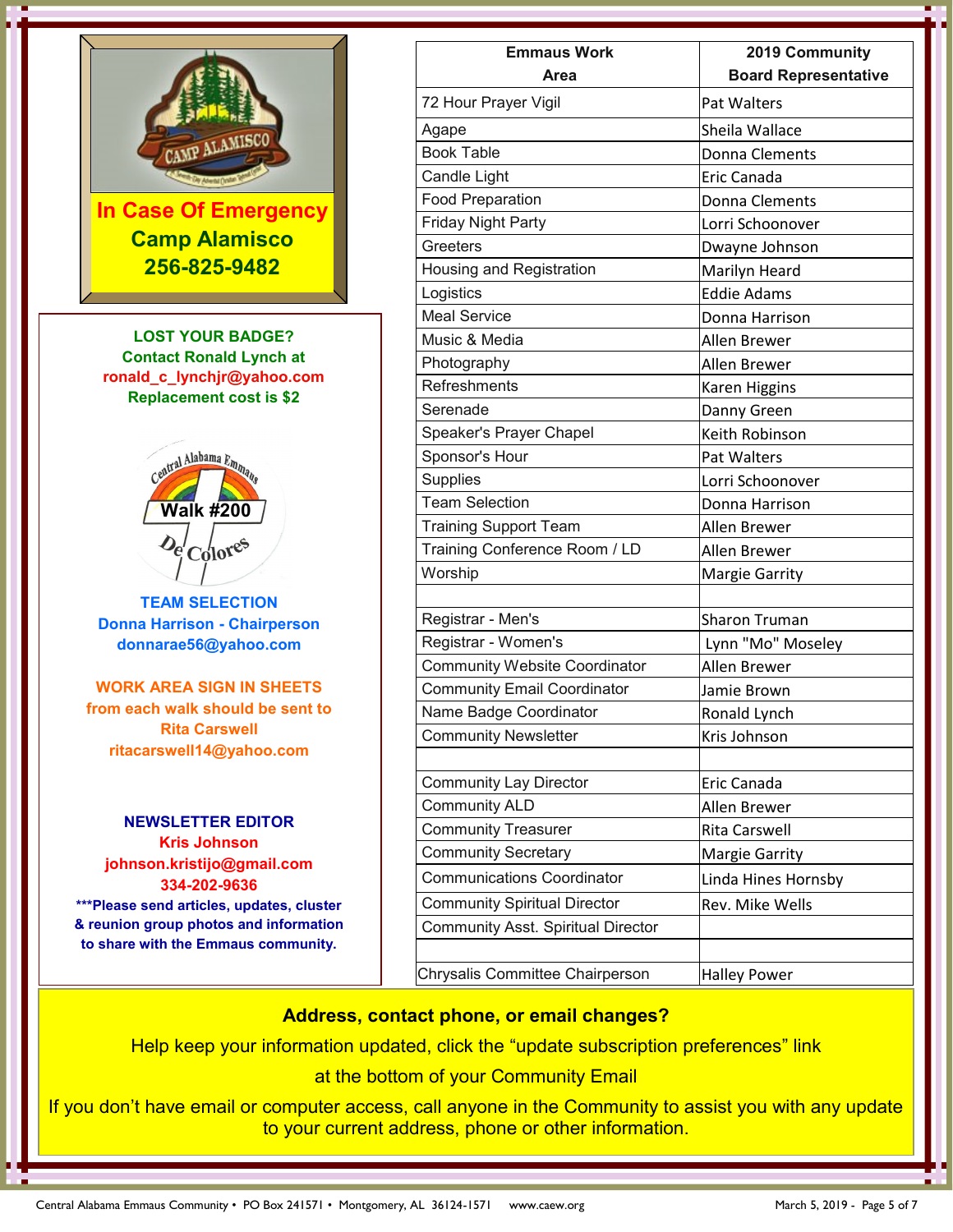**In Case Of Emergency**
**Camp Alamisco**
**256-825-9482**

**LOST YOUR BADGE?**
**Contact Ronald Lynch at**
**ronald_c_lynchjr@yahoo.com**
**Replacement cost is $2**

**TEAM SELECTION**
**Donna Harrison - Chairperson**
**donnarae56@yahoo.com**

**WORK AREA SIGN IN SHEETS from each walk should be sent to Rita Carswell**
**ritacarswell14@yahoo.com**

**NEWSLETTER EDITOR**
**Kris Johnson**
**johnson.kristijo@gmail.com**
**334-202-9636**
**\*\*\*Please send articles, updates, cluster & reunion group photos and information to share with the Emmaus community.**

| Emmaus Work Area | 2019 Community Board Representative |
|---|---|
| 72 Hour Prayer Vigil | Pat Walters |
| Agape | Sheila Wallace |
| Book Table | Donna Clements |
| Candle Light | Eric Canada |
| Food Preparation | Donna Clements |
| Friday Night Party | Lorri Schoonover |
| Greeters | Dwayne Johnson |
| Housing and Registration | Marilyn Heard |
| Logistics | Eddie Adams |
| Meal Service | Donna Harrison |
| Music & Media | Allen Brewer |
| Photography | Allen Brewer |
| Refreshments | Karen Higgins |
| Serenade | Danny Green |
| Speaker's Prayer Chapel | Keith Robinson |
| Sponsor's Hour | Pat Walters |
| Supplies | Lorri Schoonover |
| Team Selection | Donna Harrison |
| Training Support Team | Allen Brewer |
| Training Conference Room / LD | Allen Brewer |
| Worship | Margie Garrity |
| | |
| Registrar - Men's | Sharon Truman |
| Registrar - Women's | Lynn "Mo" Moseley |
| Community Website Coordinator | Allen Brewer |
| Community Email Coordinator | Jamie Brown |
| Name Badge Coordinator | Ronald Lynch |
| Community Newsletter | Kris Johnson |
| | |
| Community Lay Director | Eric Canada |
| Community ALD | Allen Brewer |
| Community Treasurer | Rita Carswell |
| Community Secretary | Margie Garrity |
| Communications Coordinator | Linda Hines Hornsby |
| Community Spiritual Director | Rev. Mike Wells |
| Community Asst. Spiritual Director | |
| | |
| Chrysalis Committee Chairperson | Halley Power |

**Address, contact phone, or email changes?**

Help keep your information updated, click the "update subscription preferences" link at the bottom of your Community Email

If you don't have email or computer access, call anyone in the Community to assist you with any update to your current address, phone or other information.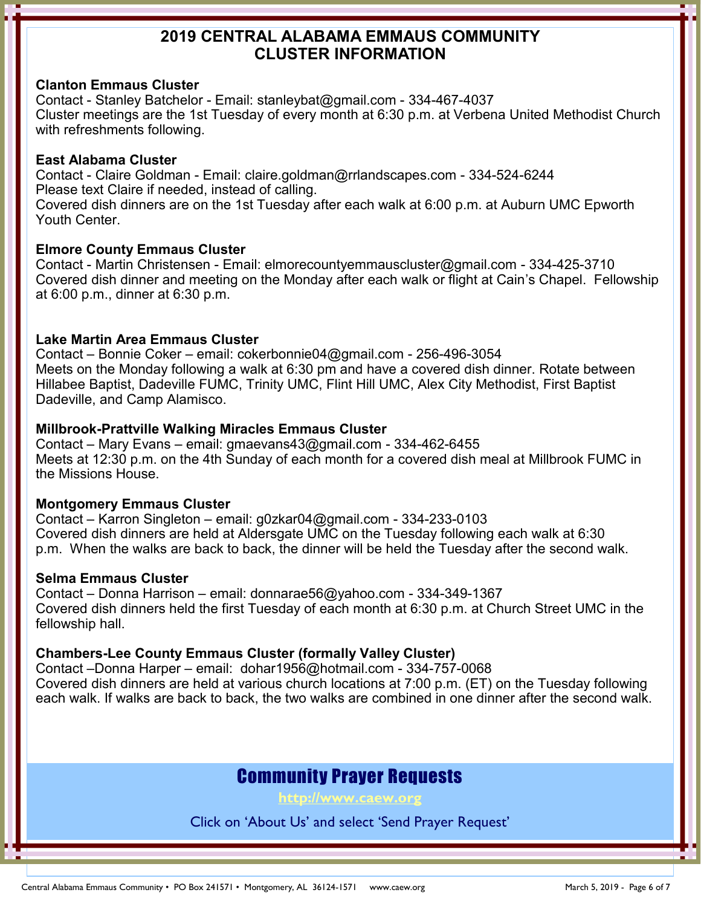# 2019 CENTRAL ALABAMA EMMAUS COMMUNITY CLUSTER INFORMATION

**Clanton Emmaus Cluster**
Contact - Stanley Batchelor - Email: stanleybat@gmail.com - 334-467-4037
Cluster meetings are the 1st Tuesday of every month at 6:30 p.m. at Verbena United Methodist Church with refreshments following.

**East Alabama Cluster**
Contact - Claire Goldman - Email: claire.goldman@rrlandscapes.com - 334-524-6244
Please text Claire if needed, instead of calling.
Covered dish dinners are on the 1st Tuesday after each walk at 6:00 p.m. at Auburn UMC Epworth Youth Center.

**Elmore County Emmaus Cluster**
Contact - Martin Christensen - Email: elmorecountyemmauscluster@gmail.com - 334-425-3710
Covered dish dinner and meeting on the Monday after each walk or flight at Cain's Chapel. Fellowship at 6:00 p.m., dinner at 6:30 p.m.

**Lake Martin Area Emmaus Cluster**
Contact – Bonnie Coker – email: cokerbonnie04@gmail.com - 256-496-3054
Meets on the Monday following a walk at 6:30 pm and have a covered dish dinner. Rotate between Hillabee Baptist, Dadeville FUMC, Trinity UMC, Flint Hill UMC, Alex City Methodist, First Baptist Dadeville, and Camp Alamisco.

**Millbrook-Prattville Walking Miracles Emmaus Cluster**
Contact – Mary Evans – email: gmaevans43@gmail.com - 334-462-6455
Meets at 12:30 p.m. on the 4th Sunday of each month for a covered dish meal at Millbrook FUMC in the Missions House.

**Montgomery Emmaus Cluster**
Contact – Karron Singleton – email: g0zkar04@gmail.com - 334-233-0103
Covered dish dinners are held at Aldersgate UMC on the Tuesday following each walk at 6:30 p.m. When the walks are back to back, the dinner will be held the Tuesday after the second walk.

**Selma Emmaus Cluster**
Contact – Donna Harrison – email: donnarae56@yahoo.com - 334-349-1367
Covered dish dinners held the first Tuesday of each month at 6:30 p.m. at Church Street UMC in the fellowship hall.

**Chambers-Lee County Emmaus Cluster (formally Valley Cluster)**
Contact –Donna Harper – email: dohar1956@hotmail.com - 334-757-0068
Covered dish dinners are held at various church locations at 7:00 p.m. (ET) on the Tuesday following each walk. If walks are back to back, the two walks are combined in one dinner after the second walk.

## Community Prayer Requests

**http://www.caew.org**

Click on 'About Us' and select 'Send Prayer Request'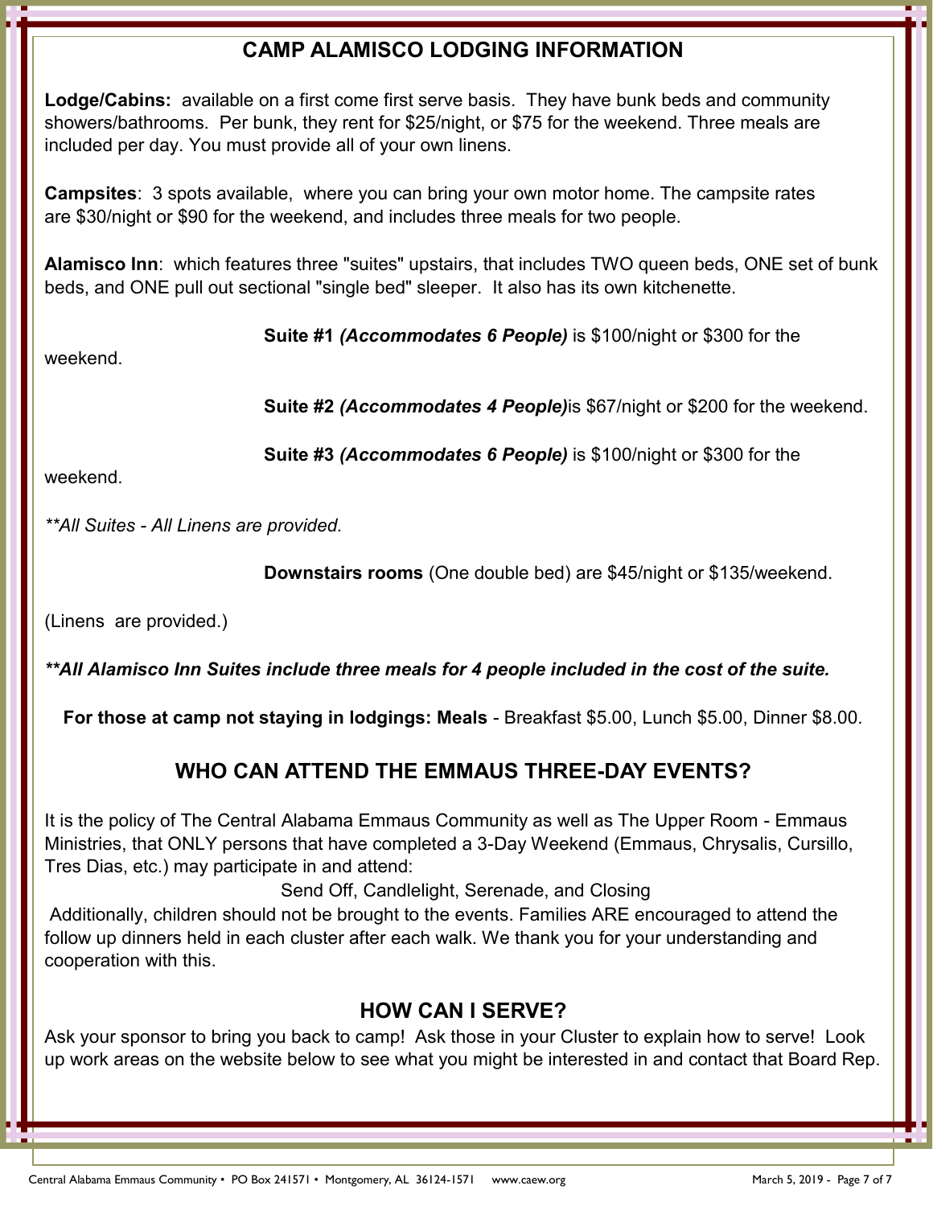## CAMP ALAMISCO LODGING INFORMATION

**Lodge/Cabins:** available on a first come first serve basis. They have bunk beds and community showers/bathrooms. Per bunk, they rent for $25/night, or $75 for the weekend. Three meals are included per day. You must provide all of your own linens.

**Campsites**: 3 spots available, where you can bring your own motor home. The campsite rates are $30/night or $90 for the weekend, and includes three meals for two people.

**Alamisco Inn**: which features three "suites" upstairs, that includes TWO queen beds, ONE set of bunk beds, and ONE pull out sectional "single bed" sleeper. It also has its own kitchenette.

**Suite #1** ***(Accommodates 6 People)*** is $100/night or $300 for the weekend.

**Suite #2** ***(Accommodates 4 People)***is $67/night or $200 for the weekend.

**Suite #3** ***(Accommodates 6 People)*** is $100/night or $300 for the weekend.

*\*\*All Suites - All Linens are provided.*

**Downstairs rooms** (One double bed) are $45/night or $135/weekend.

(Linens are provided.)

***\*\*All Alamisco Inn Suites include three meals for 4 people included in the cost of the suite.***

**For those at camp not staying in lodgings: Meals** - Breakfast $5.00, Lunch $5.00, Dinner $8.00.

## WHO CAN ATTEND THE EMMAUS THREE-DAY EVENTS?

It is the policy of The Central Alabama Emmaus Community as well as The Upper Room - Emmaus Ministries, that ONLY persons that have completed a 3-Day Weekend (Emmaus, Chrysalis, Cursillo, Tres Dias, etc.) may participate in and attend:

Send Off, Candlelight, Serenade, and Closing

Additionally, children should not be brought to the events. Families ARE encouraged to attend the follow up dinners held in each cluster after each walk. We thank you for your understanding and cooperation with this.

## HOW CAN I SERVE?

Ask your sponsor to bring you back to camp! Ask those in your Cluster to explain how to serve! Look up work areas on the website below to see what you might be interested in and contact that Board Rep.

Central Alabama Emmaus Community • PO Box 241571 • Montgomery, AL 36124-1571 www.caew.org